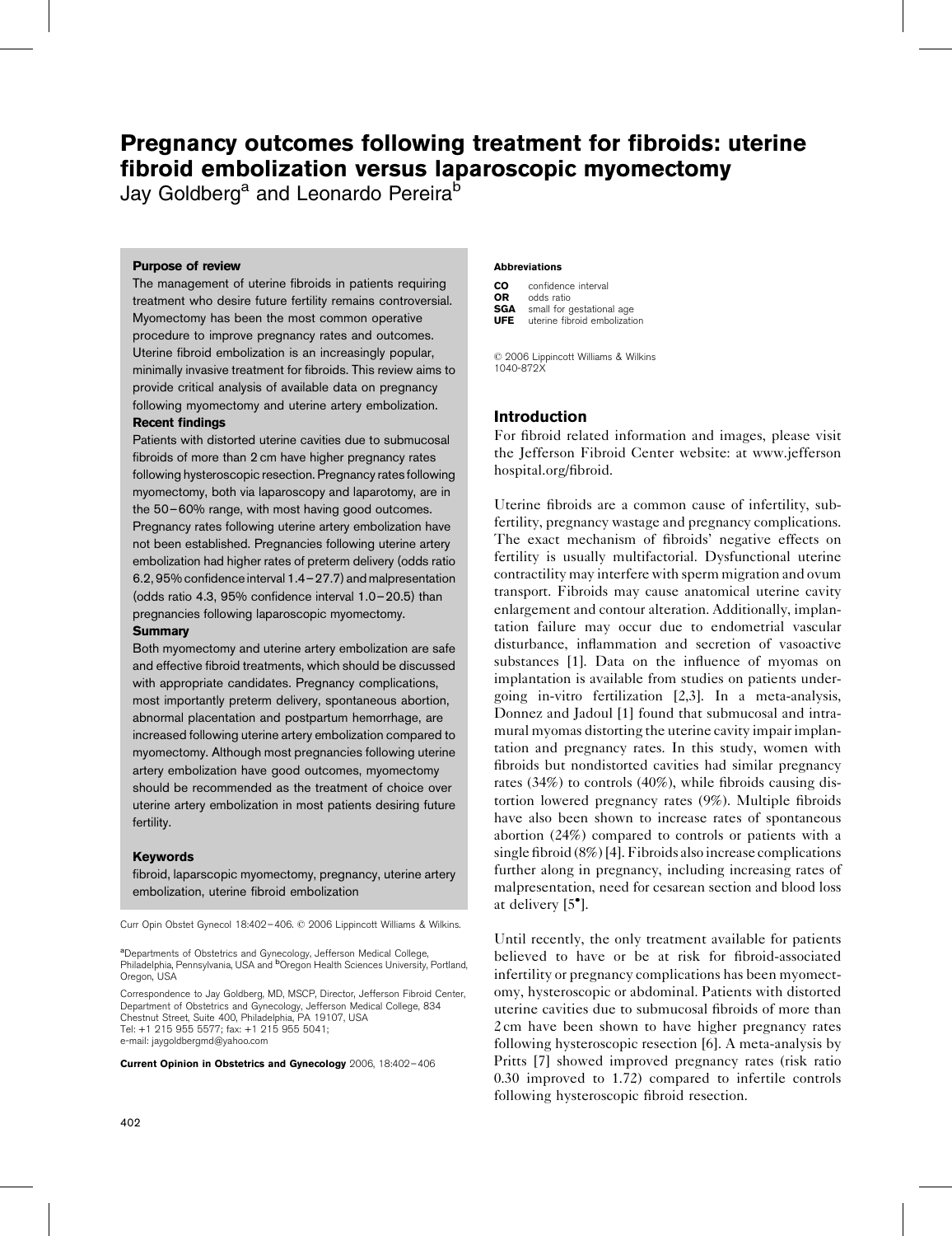# Pregnancy outcomes following treatment for fibroids: uterine fibroid embolization versus laparoscopic myomectomy

Jay Goldberg[a] and Leonardo Pereira[b]

**Purpose of review**

The management of uterine fibroids in patients requiring treatment who desire future fertility remains controversial. Myomectomy has been the most common operative procedure to improve pregnancy rates and outcomes. Uterine fibroid embolization is an increasingly popular, minimally invasive treatment for fibroids. This review aims to provide critical analysis of available data on pregnancy following myomectomy and uterine artery embolization.

**Recent findings**

Patients with distorted uterine cavities due to submucosal fibroids of more than 2 cm have higher pregnancy rates following hysteroscopic resection. Pregnancy rates following myomectomy, both via laparoscopy and laparotomy, are in the 50–60% range, with most having good outcomes. Pregnancy rates following uterine artery embolization have not been established. Pregnancies following uterine artery embolization had higher rates of preterm delivery (odds ratio 6.2, 95% confidence interval 1.4–27.7) and malpresentation (odds ratio 4.3, 95% confidence interval 1.0–20.5) than pregnancies following laparoscopic myomectomy.

**Summary**

Both myomectomy and uterine artery embolization are safe and effective fibroid treatments, which should be discussed with appropriate candidates. Pregnancy complications, most importantly preterm delivery, spontaneous abortion, abnormal placentation and postpartum hemorrhage, are increased following uterine artery embolization compared to myomectomy. Although most pregnancies following uterine artery embolization have good outcomes, myomectomy should be recommended as the treatment of choice over uterine artery embolization in most patients desiring future fertility.

**Keywords**

fibroid, laparscopic myomectomy, pregnancy, uterine artery embolization, uterine fibroid embolization

Curr Opin Obstet Gynecol 18:402–406. © 2006 Lippincott Williams & Wilkins.

[a]Departments of Obstetrics and Gynecology, Jefferson Medical College, Philadelphia, Pennsylvania, USA and [b]Oregon Health Sciences University, Portland, Oregon, USA

Correspondence to Jay Goldberg, MD, MSCP, Director, Jefferson Fibroid Center, Department of Obstetrics and Gynecology, Jefferson Medical College, 834 Chestnut Street, Suite 400, Philadelphia, PA 19107, USA
Tel: +1 215 955 5577; fax: +1 215 955 5041;
e-mail: jaygoldbergmd@yahoo.com

**Current Opinion in Obstetrics and Gynecology** 2006, 18:402–406

**Abbreviations**

**CO** confidence interval
**OR** odds ratio
**SGA** small for gestational age
**UFE** uterine fibroid embolization

© 2006 Lippincott Williams & Wilkins
1040-872X

## Introduction

For fibroid related information and images, please visit the Jefferson Fibroid Center website: at www.jeffersonhospital.org/fibroid.

Uterine fibroids are a common cause of infertility, subfertility, pregnancy wastage and pregnancy complications. The exact mechanism of fibroids' negative effects on fertility is usually multifactorial. Dysfunctional uterine contractility may interfere with sperm migration and ovum transport. Fibroids may cause anatomical uterine cavity enlargement and contour alteration. Additionally, implantation failure may occur due to endometrial vascular disturbance, inflammation and secretion of vasoactive substances [1]. Data on the influence of myomas on implantation is available from studies on patients undergoing in-vitro fertilization [2,3]. In a meta-analysis, Donnez and Jadoul [1] found that submucosal and intramural myomas distorting the uterine cavity impair implantation and pregnancy rates. In this study, women with fibroids but nondistorted cavities had similar pregnancy rates (34%) to controls (40%), while fibroids causing distortion lowered pregnancy rates (9%). Multiple fibroids have also been shown to increase rates of spontaneous abortion (24%) compared to controls or patients with a single fibroid (8%) [4]. Fibroids also increase complications further along in pregnancy, including increasing rates of malpresentation, need for cesarean section and blood loss at delivery [5•].

Until recently, the only treatment available for patients believed to have or be at risk for fibroid-associated infertility or pregnancy complications has been myomectomy, hysteroscopic or abdominal. Patients with distorted uterine cavities due to submucosal fibroids of more than 2 cm have been shown to have higher pregnancy rates following hysteroscopic resection [6]. A meta-analysis by Pritts [7] showed improved pregnancy rates (risk ratio 0.30 improved to 1.72) compared to infertile controls following hysteroscopic fibroid resection.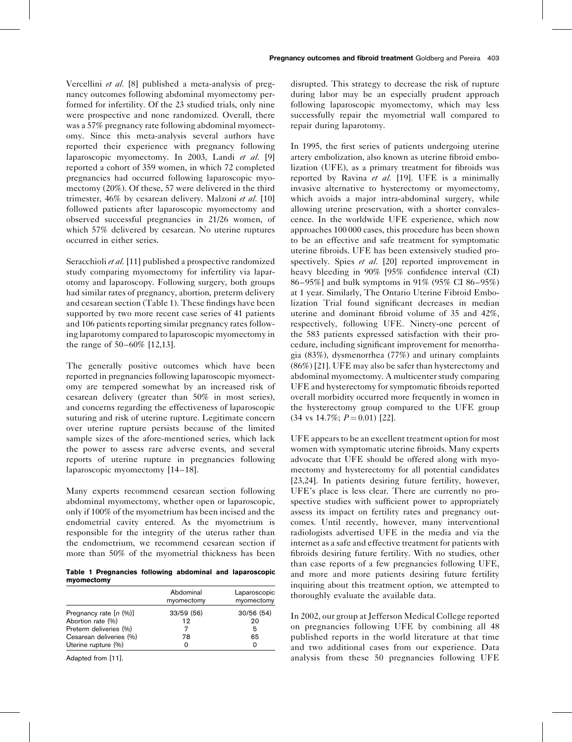Vercellini *et al.* [8] published a meta-analysis of pregnancy outcomes following abdominal myomectomy performed for infertility. Of the 23 studied trials, only nine were prospective and none randomized. Overall, there was a 57% pregnancy rate following abdominal myomectomy. Since this meta-analysis several authors have reported their experience with pregnancy following laparoscopic myomectomy. In 2003, Landi *et al.* [9] reported a cohort of 359 women, in which 72 completed pregnancies had occurred following laparoscopic myomectomy (20%). Of these, 57 were delivered in the third trimester, 46% by cesarean delivery. Malzoni *et al.* [10] followed patients after laparoscopic myomectomy and observed successful pregnancies in 21/26 women, of which 57% delivered by cesarean. No uterine ruptures occurred in either series.

Seracchioli *et al.* [11] published a prospective randomized study comparing myomectomy for infertility via laparotomy and laparoscopy. Following surgery, both groups had similar rates of pregnancy, abortion, preterm delivery and cesarean section (Table 1). These findings have been supported by two more recent case series of 41 patients and 106 patients reporting similar pregnancy rates following laparotomy compared to laparoscopic myomectomy in the range of 50–60% [12,13].

The generally positive outcomes which have been reported in pregnancies following laparoscopic myomectomy are tempered somewhat by an increased risk of cesarean delivery (greater than 50% in most series), and concerns regarding the effectiveness of laparoscopic suturing and risk of uterine rupture. Legitimate concern over uterine rupture persists because of the limited sample sizes of the afore-mentioned series, which lack the power to assess rare adverse events, and several reports of uterine rupture in pregnancies following laparoscopic myomectomy [14–18].

Many experts recommend cesarean section following abdominal myomectomy, whether open or laparoscopic, only if 100% of the myometrium has been incised and the endometrial cavity entered. As the myometrium is responsible for the integrity of the uterus rather than the endometrium, we recommend cesarean section if more than 50% of the myometrial thickness has been disrupted. This strategy to decrease the risk of rupture during labor may be an especially prudent approach following laparoscopic myomectomy, which may less successfully repair the myometrial wall compared to repair during laparotomy.

**Table 1 Pregnancies following abdominal and laparoscopic myomectomy**

| | Abdominal myomectomy | Laparoscopic myomectomy |
|---|---|---|
| Pregnancy rate [*n* (%)] | 33/59 (56) | 30/56 (54) |
| Abortion rate (%) | 12 | 20 |
| Preterm deliveries (%) | 7 | 5 |
| Cesarean deliveries (%) | 78 | 65 |
| Uterine rupture (%) | 0 | 0 |

Adapted from [11].

In 1995, the first series of patients undergoing uterine artery embolization, also known as uterine fibroid embolization (UFE), as a primary treatment for fibroids was reported by Ravina *et al.* [19]. UFE is a minimally invasive alternative to hysterectomy or myomectomy, which avoids a major intra-abdominal surgery, while allowing uterine preservation, with a shorter convalescence. In the worldwide UFE experience, which now approaches 100 000 cases, this procedure has been shown to be an effective and safe treatment for symptomatic uterine fibroids. UFE has been extensively studied prospectively. Spies *et al.* [20] reported improvement in heavy bleeding in 90% [95% confidence interval (CI) 86–95%] and bulk symptoms in 91% (95% CI 86–95%) at 1 year. Similarly, The Ontario Uterine Fibroid Embolization Trial found significant decreases in median uterine and dominant fibroid volume of 35 and 42%, respectively, following UFE. Ninety-one percent of the 583 patients expressed satisfaction with their procedure, including significant improvement for menorrhagia (83%), dysmenorrhea (77%) and urinary complaints (86%) [21]. UFE may also be safer than hysterectomy and abdominal myomectomy. A multicenter study comparing UFE and hysterectomy for symptomatic fibroids reported overall morbidity occurred more frequently in women in the hysterectomy group compared to the UFE group (34 vs 14.7%; $P = 0.01$) [22].

UFE appears to be an excellent treatment option for most women with symptomatic uterine fibroids. Many experts advocate that UFE should be offered along with myomectomy and hysterectomy for all potential candidates [23,24]. In patients desiring future fertility, however, UFE's place is less clear. There are currently no prospective studies with sufficient power to appropriately assess its impact on fertility rates and pregnancy outcomes. Until recently, however, many interventional radiologists advertised UFE in the media and via the internet as a safe and effective treatment for patients with fibroids desiring future fertility. With no studies, other than case reports of a few pregnancies following UFE, and more and more patients desiring future fertility inquiring about this treatment option, we attempted to thoroughly evaluate the available data.

In 2002, our group at Jefferson Medical College reported on pregnancies following UFE by combining all 48 published reports in the world literature at that time and two additional cases from our experience. Data analysis from these 50 pregnancies following UFE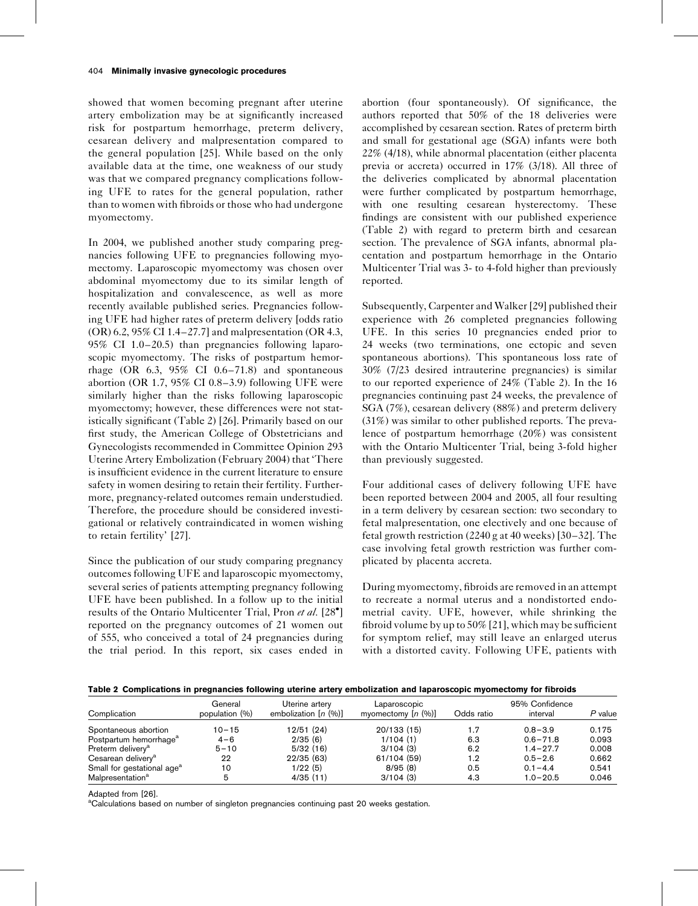showed that women becoming pregnant after uterine artery embolization may be at significantly increased risk for postpartum hemorrhage, preterm delivery, cesarean delivery and malpresentation compared to the general population [25]. While based on the only available data at the time, one weakness of our study was that we compared pregnancy complications following UFE to rates for the general population, rather than to women with fibroids or those who had undergone myomectomy.

In 2004, we published another study comparing pregnancies following UFE to pregnancies following myomectomy. Laparoscopic myomectomy was chosen over abdominal myomectomy due to its similar length of hospitalization and convalescence, as well as more recently available published series. Pregnancies following UFE had higher rates of preterm delivery [odds ratio (OR) 6.2, 95% CI 1.4–27.7] and malpresentation (OR 4.3, 95% CI 1.0–20.5) than pregnancies following laparoscopic myomectomy. The risks of postpartum hemorrhage (OR 6.3, 95% CI 0.6–71.8) and spontaneous abortion (OR 1.7, 95% CI 0.8–3.9) following UFE were similarly higher than the risks following laparoscopic myomectomy; however, these differences were not statistically significant (Table 2) [26]. Primarily based on our first study, the American College of Obstetricians and Gynecologists recommended in Committee Opinion 293 Uterine Artery Embolization (February 2004) that 'There is insufficient evidence in the current literature to ensure safety in women desiring to retain their fertility. Furthermore, pregnancy-related outcomes remain understudied. Therefore, the procedure should be considered investigational or relatively contraindicated in women wishing to retain fertility' [27].

Since the publication of our study comparing pregnancy outcomes following UFE and laparoscopic myomectomy, several series of patients attempting pregnancy following UFE have been published. In a follow up to the initial results of the Ontario Multicenter Trial, Pron *et al.* [28•] reported on the pregnancy outcomes of 21 women out of 555, who conceived a total of 24 pregnancies during the trial period. In this report, six cases ended in abortion (four spontaneously). Of significance, the authors reported that 50% of the 18 deliveries were accomplished by cesarean section. Rates of preterm birth and small for gestational age (SGA) infants were both 22% (4/18), while abnormal placentation (either placenta previa or accreta) occurred in 17% (3/18). All three of the deliveries complicated by abnormal placentation were further complicated by postpartum hemorrhage, with one resulting cesarean hysterectomy. These findings are consistent with our published experience (Table 2) with regard to preterm birth and cesarean section. The prevalence of SGA infants, abnormal placentation and postpartum hemorrhage in the Ontario Multicenter Trial was 3- to 4-fold higher than previously reported.

Subsequently, Carpenter and Walker [29] published their experience with 26 completed pregnancies following UFE. In this series 10 pregnancies ended prior to 24 weeks (two terminations, one ectopic and seven spontaneous abortions). This spontaneous loss rate of 30% (7/23 desired intrauterine pregnancies) is similar to our reported experience of 24% (Table 2). In the 16 pregnancies continuing past 24 weeks, the prevalence of SGA (7%), cesarean delivery (88%) and preterm delivery (31%) was similar to other published reports. The prevalence of postpartum hemorrhage (20%) was consistent with the Ontario Multicenter Trial, being 3-fold higher than previously suggested.

Four additional cases of delivery following UFE have been reported between 2004 and 2005, all four resulting in a term delivery by cesarean section: two secondary to fetal malpresentation, one electively and one because of fetal growth restriction (2240 g at 40 weeks) [30–32]. The case involving fetal growth restriction was further complicated by placenta accreta.

During myomectomy, fibroids are removed in an attempt to recreate a normal uterus and a nondistorted endometrial cavity. UFE, however, while shrinking the fibroid volume by up to 50% [21], which may be sufficient for symptom relief, may still leave an enlarged uterus with a distorted cavity. Following UFE, patients with

**Table 2 Complications in pregnancies following uterine artery embolization and laparoscopic myomectomy for fibroids**

| Complication | General population (%) | Uterine artery embolization [n (%)] | Laparoscopic myomectomy [n (%)] | Odds ratio | 95% Confidence interval | P value |
|---|---|---|---|---|---|---|
| Spontaneous abortion | 10–15 | 12/51 (24) | 20/133 (15) | 1.7 | 0.8–3.9 | 0.175 |
| Postpartum hemorrhage[a] | 4–6 | 2/35 (6) | 1/104 (1) | 6.3 | 0.6–71.8 | 0.093 |
| Preterm delivery[a] | 5–10 | 5/32 (16) | 3/104 (3) | 6.2 | 1.4–27.7 | 0.008 |
| Cesarean delivery[a] | 22 | 22/35 (63) | 61/104 (59) | 1.2 | 0.5–2.6 | 0.662 |
| Small for gestational age[a] | 10 | 1/22 (5) | 8/95 (8) | 0.5 | 0.1–4.4 | 0.541 |
| Malpresentation[a] | 5 | 4/35 (11) | 3/104 (3) | 4.3 | 1.0–20.5 | 0.046 |

Adapted from [26].
[a]Calculations based on number of singleton pregnancies continuing past 20 weeks gestation.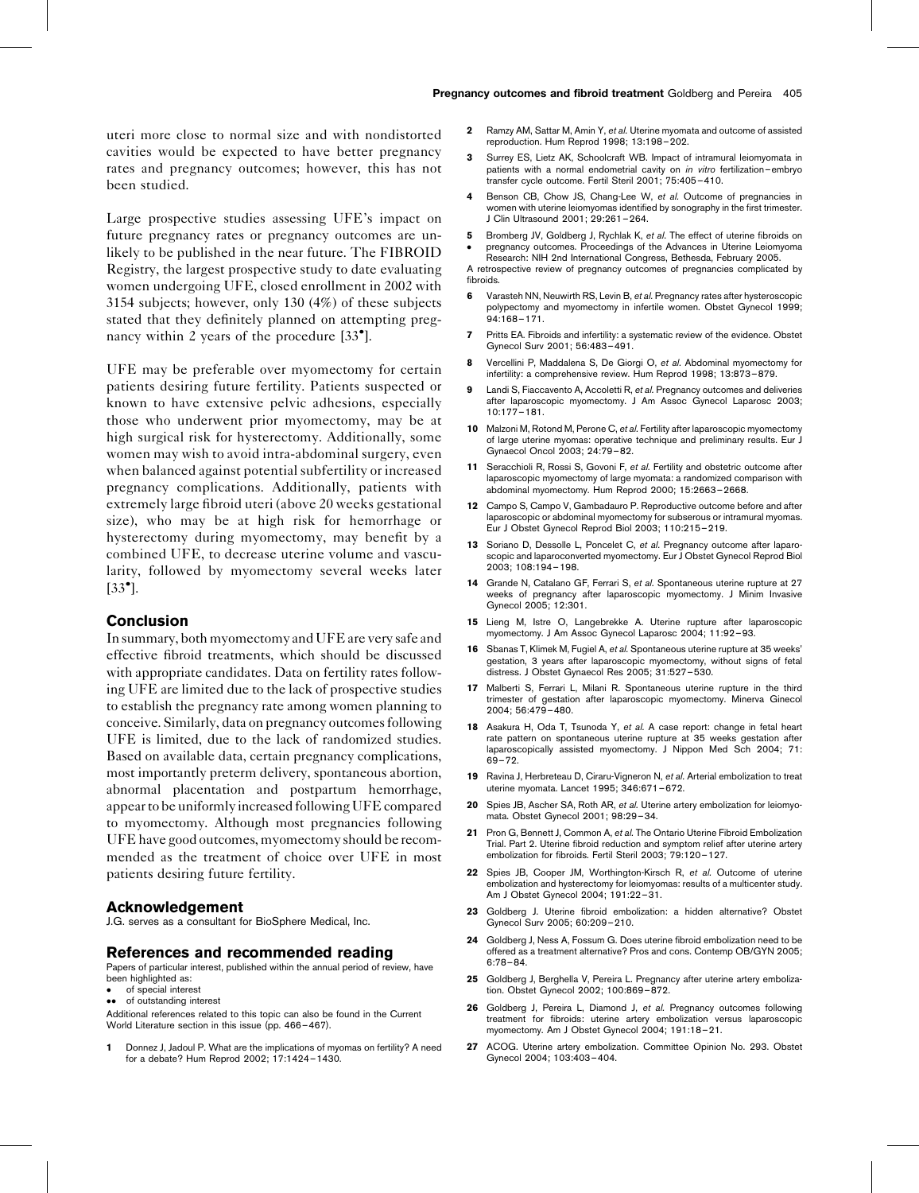uteri more close to normal size and with nondistorted cavities would be expected to have better pregnancy rates and pregnancy outcomes; however, this has not been studied.

Large prospective studies assessing UFE's impact on future pregnancy rates or pregnancy outcomes are unlikely to be published in the near future. The FIBROID Registry, the largest prospective study to date evaluating women undergoing UFE, closed enrollment in 2002 with 3154 subjects; however, only 130 (4%) of these subjects stated that they definitely planned on attempting pregnancy within 2 years of the procedure [33•].

UFE may be preferable over myomectomy for certain patients desiring future fertility. Patients suspected or known to have extensive pelvic adhesions, especially those who underwent prior myomectomy, may be at high surgical risk for hysterectomy. Additionally, some women may wish to avoid intra-abdominal surgery, even when balanced against potential subfertility or increased pregnancy complications. Additionally, patients with extremely large fibroid uteri (above 20 weeks gestational size), who may be at high risk for hemorrhage or hysterectomy during myomectomy, may benefit by a combined UFE, to decrease uterine volume and vascularity, followed by myomectomy several weeks later [33•].

## Conclusion

In summary, both myomectomy and UFE are very safe and effective fibroid treatments, which should be discussed with appropriate candidates. Data on fertility rates following UFE are limited due to the lack of prospective studies to establish the pregnancy rate among women planning to conceive. Similarly, data on pregnancy outcomes following UFE is limited, due to the lack of randomized studies. Based on available data, certain pregnancy complications, most importantly preterm delivery, spontaneous abortion, abnormal placentation and postpartum hemorrhage, appear to be uniformly increased following UFE compared to myomectomy. Although most pregnancies following UFE have good outcomes, myomectomy should be recommended as the treatment of choice over UFE in most patients desiring future fertility.

## Acknowledgement

J.G. serves as a consultant for BioSphere Medical, Inc.

## References and recommended reading

Papers of particular interest, published within the annual period of review, have been highlighted as:

- • of special interest
- •• of outstanding interest

Additional references related to this topic can also be found in the Current World Literature section in this issue (pp. 466–467).

1. Donnez J, Jadoul P. What are the implications of myomas on fertility? A need for a debate? Hum Reprod 2002; 17:1424–1430.
2. Ramzy AM, Sattar M, Amin Y, *et al.* Uterine myomata and outcome of assisted reproduction. Hum Reprod 1998; 13:198–202.
3. Surrey ES, Lietz AK, Schoolcraft WB. Impact of intramural leiomyomata in patients with a normal endometrial cavity on *in vitro* fertilization–embryo transfer cycle outcome. Fertil Steril 2001; 75:405–410.
4. Benson CB, Chow JS, Chang-Lee W, *et al.* Outcome of pregnancies in women with uterine leiomyomas identified by sonography in the first trimester. J Clin Ultrasound 2001; 29:261–264.
5. • Bromberg JV, Goldberg J, Rychlak K, *et al.* The effect of uterine fibroids on pregnancy outcomes. Proceedings of the Advances in Uterine Leiomyoma Research: NIH 2nd International Congress, Bethesda, February 2005.
   A retrospective review of pregnancy outcomes of pregnancies complicated by fibroids.
6. Varasteh NN, Neuwirth RS, Levin B, *et al.* Pregnancy rates after hysteroscopic polypectomy and myomectomy in infertile women. Obstet Gynecol 1999; 94:168–171.
7. Pritts EA. Fibroids and infertility: a systematic review of the evidence. Obstet Gynecol Surv 2001; 56:483–491.
8. Vercellini P, Maddalena S, De Giorgi O, *et al.* Abdominal myomectomy for infertility: a comprehensive review. Hum Reprod 1998; 13:873–879.
9. Landi S, Fiaccavento A, Accoletti R, *et al.* Pregnancy outcomes and deliveries after laparoscopic myomectomy. J Am Assoc Gynecol Laparosc 2003; 10:177–181.
10. Malzoni M, Rotond M, Perone C, *et al.* Fertility after laparoscopic myomectomy of large uterine myomas: operative technique and preliminary results. Eur J Gynaecol Oncol 2003; 24:79–82.
11. Seracchioli R, Rossi S, Govoni F, *et al.* Fertility and obstetric outcome after laparoscopic myomectomy of large myomata: a randomized comparison with abdominal myomectomy. Hum Reprod 2000; 15:2663–2668.
12. Campo S, Campo V, Gambadauro P. Reproductive outcome before and after laparoscopic or abdominal myomectomy for subserous or intramural myomas. Eur J Obstet Gynecol Reprod Biol 2003; 110:215–219.
13. Soriano D, Dessolle L, Poncelet C, *et al.* Pregnancy outcome after laparoscopic and laparoconverted myomectomy. Eur J Obstet Gynecol Reprod Biol 2003; 108:194–198.
14. Grande N, Catalano GF, Ferrari S, *et al.* Spontaneous uterine rupture at 27 weeks of pregnancy after laparoscopic myomectomy. J Minim Invasive Gynecol 2005; 12:301.
15. Lieng M, Istre O, Langebrekke A. Uterine rupture after laparoscopic myomectomy. J Am Assoc Gynecol Laparosc 2004; 11:92–93.
16. Sbanas T, Klimek M, Fugiel A, *et al.* Spontaneous uterine rupture at 35 weeks' gestation, 3 years after laparoscopic myomectomy, without signs of fetal distress. J Obstet Gynaecol Res 2005; 31:527–530.
17. Malberti S, Ferrari L, Milani R. Spontaneous uterine rupture in the third trimester of gestation after laparoscopic myomectomy. Minerva Ginecol 2004; 56:479–480.
18. Asakura H, Oda T, Tsunoda Y, *et al.* A case report: change in fetal heart rate pattern on spontaneous uterine rupture at 35 weeks gestation after laparoscopically assisted myomectomy. J Nippon Med Sch 2004; 71: 69–72.
19. Ravina J, Herbreteau D, Ciraru-Vigneron N, *et al.* Arterial embolization to treat uterine myomata. Lancet 1995; 346:671–672.
20. Spies JB, Ascher SA, Roth AR, *et al.* Uterine artery embolization for leiomyomata. Obstet Gynecol 2001; 98:29–34.
21. Pron G, Bennett J, Common A, *et al.* The Ontario Uterine Fibroid Embolization Trial. Part 2. Uterine fibroid reduction and symptom relief after uterine artery embolization for fibroids. Fertil Steril 2003; 79:120–127.
22. Spies JB, Cooper JM, Worthington-Kirsch R, *et al.* Outcome of uterine embolization and hysterectomy for leiomyomas: results of a multicenter study. Am J Obstet Gynecol 2004; 191:22–31.
23. Goldberg J. Uterine fibroid embolization: a hidden alternative? Obstet Gynecol Surv 2005; 60:209–210.
24. Goldberg J, Ness A, Fossum G. Does uterine fibroid embolization need to be offered as a treatment alternative? Pros and cons. Contemp OB/GYN 2005; 6:78–84.
25. Goldberg J, Berghella V, Pereira L. Pregnancy after uterine artery embolization. Obstet Gynecol 2002; 100:869–872.
26. Goldberg J, Pereira L, Diamond J, *et al.* Pregnancy outcomes following treatment for fibroids: uterine artery embolization versus laparoscopic myomectomy. Am J Obstet Gynecol 2004; 191:18–21.
27. ACOG. Uterine artery embolization. Committee Opinion No. 293. Obstet Gynecol 2004; 103:403–404.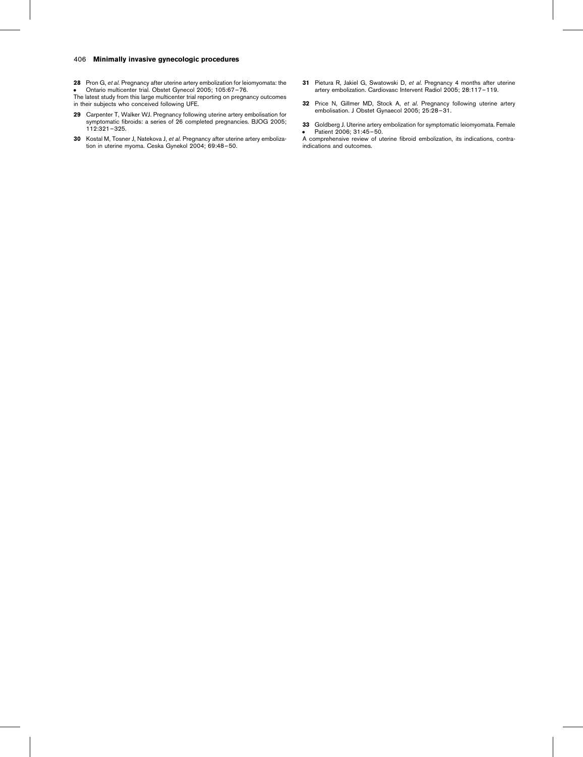28 Pron G, *et al*. Pregnancy after uterine artery embolization for leiomyomata: the
• Ontario multicenter trial. Obstet Gynecol 2005; 105:67–76.
The latest study from this large multicenter trial reporting on pregnancy outcomes in their subjects who conceived following UFE.

29 Carpenter T, Walker WJ. Pregnancy following uterine artery embolisation for symptomatic fibroids: a series of 26 completed pregnancies. BJOG 2005; 112:321–325.

30 Kostal M, Tosner J, Natekova J, *et al*. Pregnancy after uterine artery embolization in uterine myoma. Ceska Gynekol 2004; 69:48–50.

31 Pietura R, Jakiel G, Swatowski D, *et al*. Pregnancy 4 months after uterine artery embolization. Cardiovasc Intervent Radiol 2005; 28:117–119.

32 Price N, Gillmer MD, Stock A, *et al*. Pregnancy following uterine artery embolisation. J Obstet Gynaecol 2005; 25:28–31.

33 Goldberg J. Uterine artery embolization for symptomatic leiomyomata. Female
• Patient 2006; 31:45–50.
A comprehensive review of uterine fibroid embolization, its indications, contraindications and outcomes.